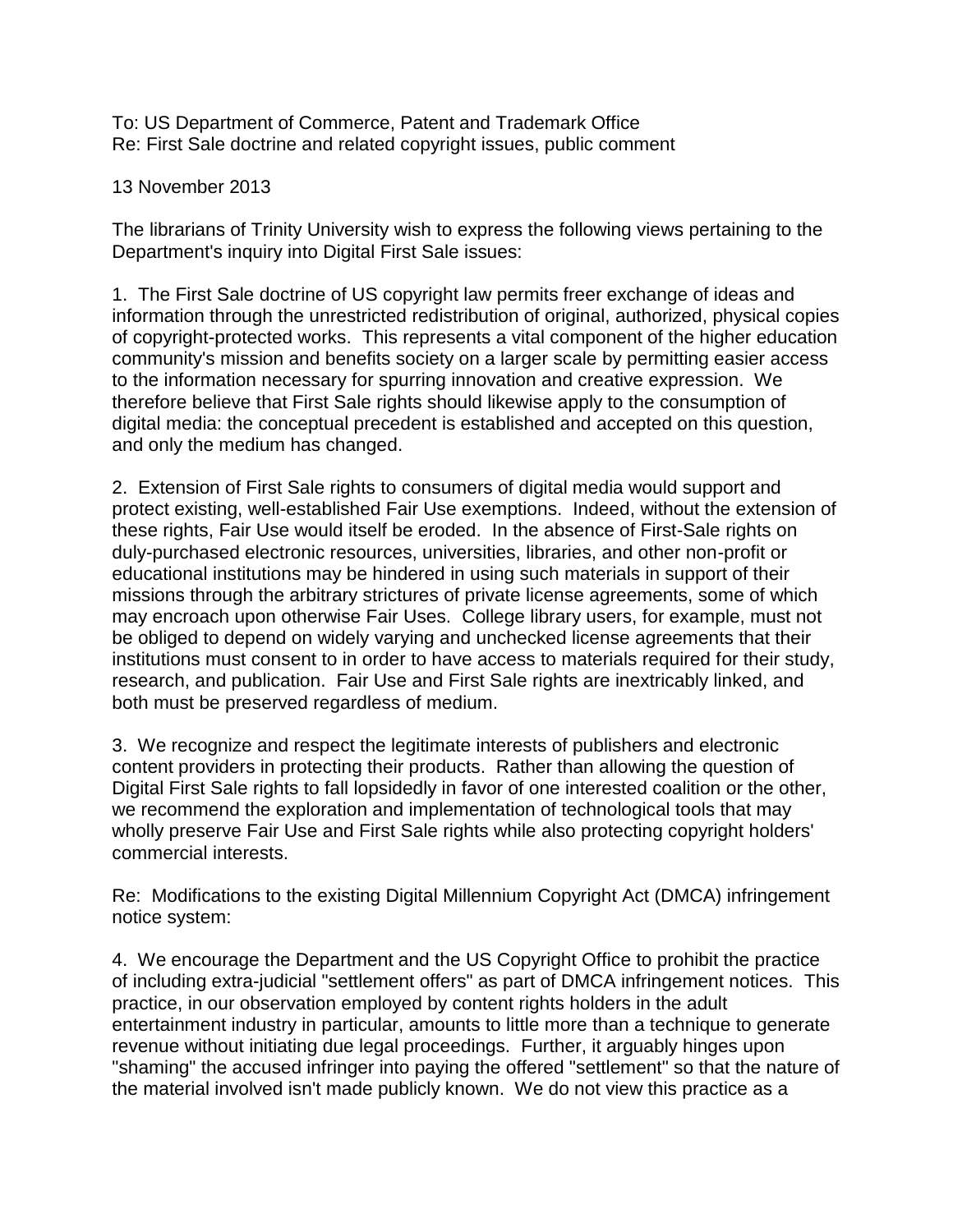To: US Department of Commerce, Patent and Trademark Office
Re: First Sale doctrine and related copyright issues, public comment

13 November 2013

The librarians of Trinity University wish to express the following views pertaining to the Department's inquiry into Digital First Sale issues:

1. The First Sale doctrine of US copyright law permits freer exchange of ideas and information through the unrestricted redistribution of original, authorized, physical copies of copyright-protected works. This represents a vital component of the higher education community's mission and benefits society on a larger scale by permitting easier access to the information necessary for spurring innovation and creative expression. We therefore believe that First Sale rights should likewise apply to the consumption of digital media: the conceptual precedent is established and accepted on this question, and only the medium has changed.

2. Extension of First Sale rights to consumers of digital media would support and protect existing, well-established Fair Use exemptions. Indeed, without the extension of these rights, Fair Use would itself be eroded. In the absence of First-Sale rights on duly-purchased electronic resources, universities, libraries, and other non-profit or educational institutions may be hindered in using such materials in support of their missions through the arbitrary strictures of private license agreements, some of which may encroach upon otherwise Fair Uses. College library users, for example, must not be obliged to depend on widely varying and unchecked license agreements that their institutions must consent to in order to have access to materials required for their study, research, and publication. Fair Use and First Sale rights are inextricably linked, and both must be preserved regardless of medium.

3. We recognize and respect the legitimate interests of publishers and electronic content providers in protecting their products. Rather than allowing the question of Digital First Sale rights to fall lopsidedly in favor of one interested coalition or the other, we recommend the exploration and implementation of technological tools that may wholly preserve Fair Use and First Sale rights while also protecting copyright holders' commercial interests.

Re: Modifications to the existing Digital Millennium Copyright Act (DMCA) infringement notice system:

4. We encourage the Department and the US Copyright Office to prohibit the practice of including extra-judicial "settlement offers" as part of DMCA infringement notices. This practice, in our observation employed by content rights holders in the adult entertainment industry in particular, amounts to little more than a technique to generate revenue without initiating due legal proceedings. Further, it arguably hinges upon "shaming" the accused infringer into paying the offered "settlement" so that the nature of the material involved isn't made publicly known. We do not view this practice as a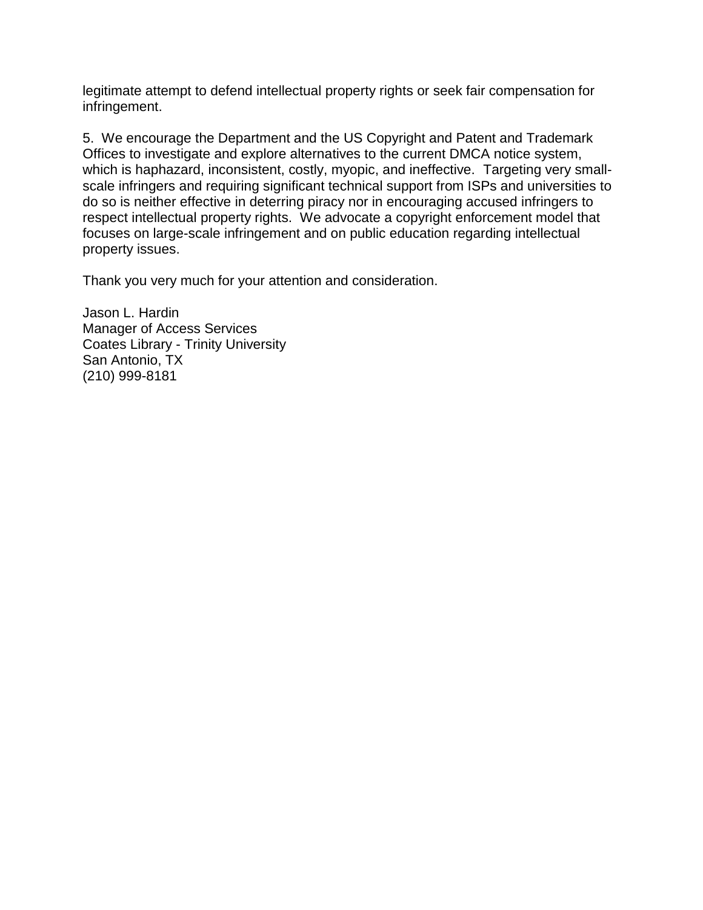legitimate attempt to defend intellectual property rights or seek fair compensation for infringement.

5. We encourage the Department and the US Copyright and Patent and Trademark Offices to investigate and explore alternatives to the current DMCA notice system, which is haphazard, inconsistent, costly, myopic, and ineffective. Targeting very small-scale infringers and requiring significant technical support from ISPs and universities to do so is neither effective in deterring piracy nor in encouraging accused infringers to respect intellectual property rights. We advocate a copyright enforcement model that focuses on large-scale infringement and on public education regarding intellectual property issues.

Thank you very much for your attention and consideration.

Jason L. Hardin
Manager of Access Services
Coates Library - Trinity University
San Antonio, TX
(210) 999-8181